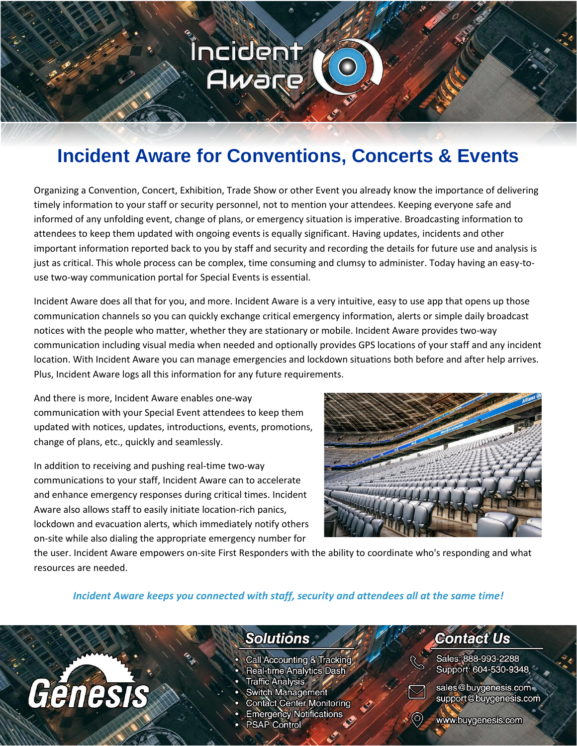# Incident Aware for Conventions, Concerts & Events

Organizing a Convention, Concert, Exhibition, Trade Show or other Event you already know the importance of delivering timely information to your staff or security personnel, not to mention your attendees. Keeping everyone safe and informed of any unfolding event, change of plans, or emergency situation is imperative. Broadcasting information to attendees to keep them updated with ongoing events is equally significant. Having updates, incidents and other important information reported back to you by staff and security and recording the details for future use and analysis is just as critical. This whole process can be complex, time consuming and clumsy to administer. Today having an easy-to-use two-way communication portal for Special Events is essential.

Incident Aware does all that for you, and more. Incident Aware is a very intuitive, easy to use app that opens up those communication channels so you can quickly exchange critical emergency information, alerts or simple daily broadcast notices with the people who matter, whether they are stationary or mobile. Incident Aware provides two-way communication including visual media when needed and optionally provides GPS locations of your staff and any incident location. With Incident Aware you can manage emergencies and lockdown situations both before and after help arrives. Plus, Incident Aware logs all this information for any future requirements.

And there is more, Incident Aware enables one-way communication with your Special Event attendees to keep them updated with notices, updates, introductions, events, promotions, change of plans, etc., quickly and seamlessly.

In addition to receiving and pushing real-time two-way communications to your staff, Incident Aware can to accelerate and enhance emergency responses during critical times. Incident Aware also allows staff to easily initiate location-rich panics, lockdown and evacuation alerts, which immediately notify others on-site while also dialing the appropriate emergency number for the user. Incident Aware empowers on-site First Responders with the ability to coordinate who's responding and what resources are needed.

***Incident Aware keeps you connected with staff, security and attendees all at the same time!***

## Solutions

- Call Accounting & Tracking
- Real-time Analytics Dash
- Traffic Analysis
- Switch Management
- Contact Center Monitoring
- Emergency Notifications
- PSAP Control

## Contact Us

Sales: 888-993-2288
Support: 604-530-9348

sales@buygenesis.com
support@buygenesis.com

www.buygenesis.com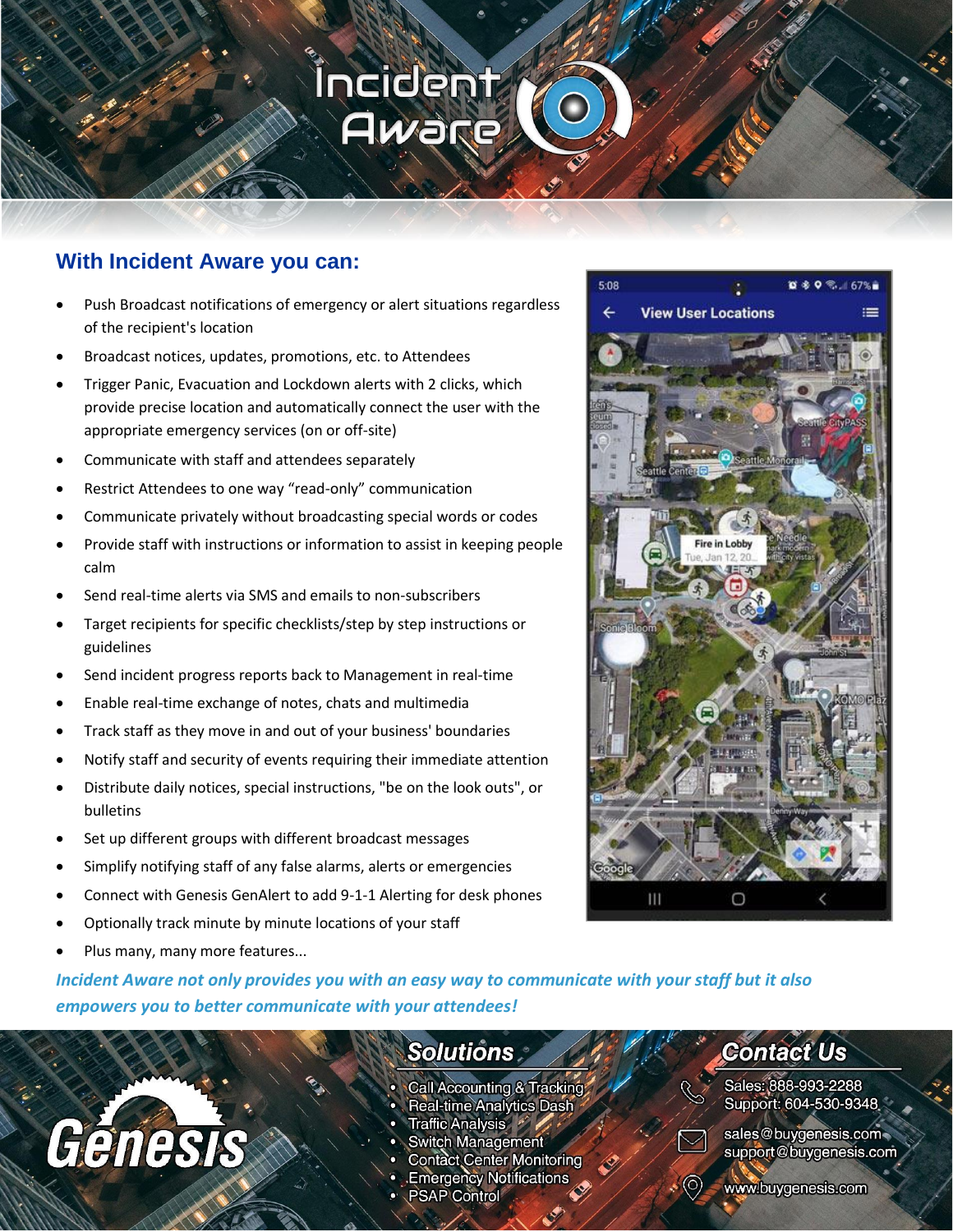# Incident Aware

## With Incident Aware you can:

- Push Broadcast notifications of emergency or alert situations regardless of the recipient's location
- Broadcast notices, updates, promotions, etc. to Attendees
- Trigger Panic, Evacuation and Lockdown alerts with 2 clicks, which provide precise location and automatically connect the user with the appropriate emergency services (on or off-site)
- Communicate with staff and attendees separately
- Restrict Attendees to one way “read-only” communication
- Communicate privately without broadcasting special words or codes
- Provide staff with instructions or information to assist in keeping people calm
- Send real-time alerts via SMS and emails to non-subscribers
- Target recipients for specific checklists/step by step instructions or guidelines
- Send incident progress reports back to Management in real-time
- Enable real-time exchange of notes, chats and multimedia
- Track staff as they move in and out of your business' boundaries
- Notify staff and security of events requiring their immediate attention
- Distribute daily notices, special instructions, "be on the look outs", or bulletins
- Set up different groups with different broadcast messages
- Simplify notifying staff of any false alarms, alerts or emergencies
- Connect with Genesis GenAlert to add 9-1-1 Alerting for desk phones
- Optionally track minute by minute locations of your staff
- Plus many, many more features...

***Incident Aware not only provides you with an easy way to communicate with your staff but it also empowers you to better communicate with your attendees!***

Genesis

## Solutions

- Call Accounting & Tracking
- Real-time Analytics Dash
- Traffic Analysis
- Switch Management
- Contact Center Monitoring
- Emergency Notifications
- PSAP Control

## Contact Us

Sales: 888-993-2288
Support: 604-530-9348

sales@buygenesis.com
support@buygenesis.com

www.buygenesis.com